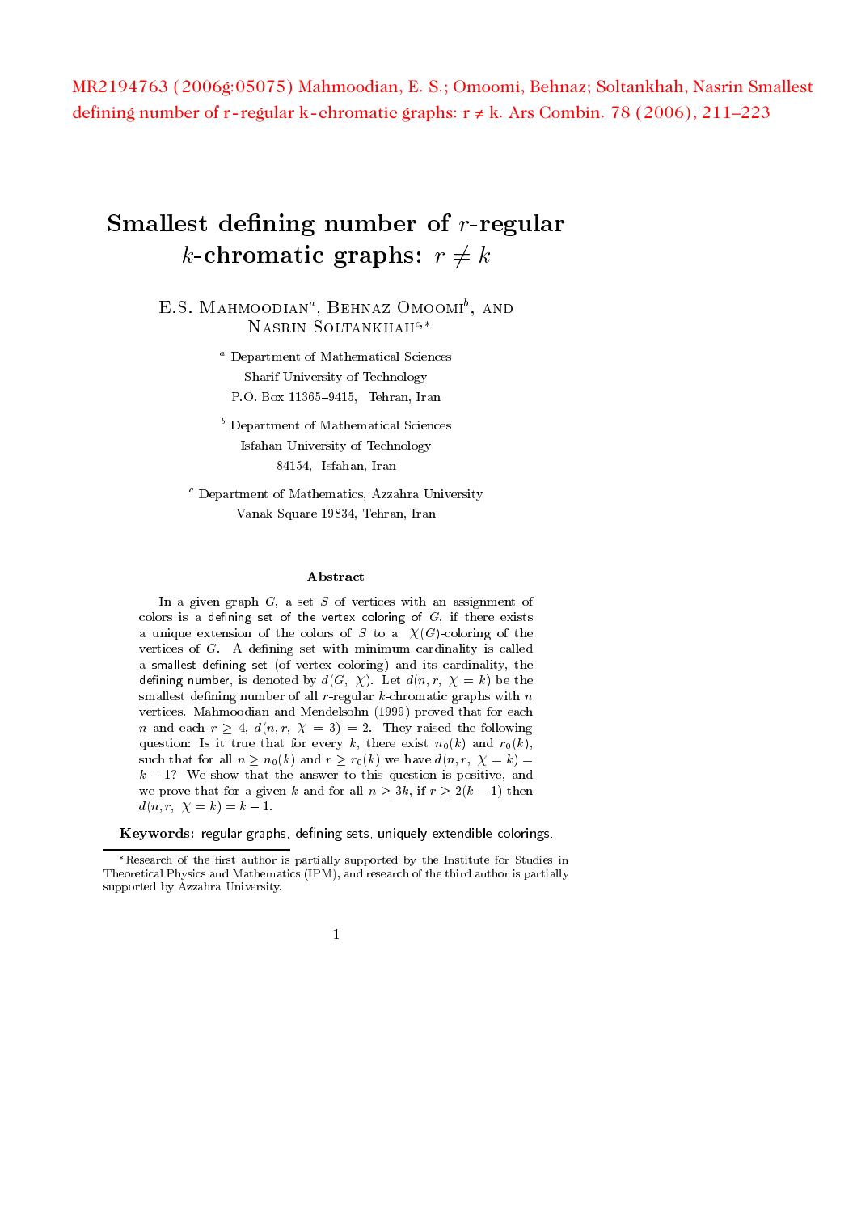MR2194763 (2006g:05075) Mahmoodian, E. S.; Omoomi, Behnaz; Soltankhah, Nasrin Smallest defining number of r-regular k-chromatic graphs: r ≠ k. Ars Combin. 78 (2006), 211–223

# Smallest defining number of $r$-regular $k$-chromatic graphs: $r \neq k$

E.S. Mahmoodian[a], Behnaz Omoomi[b], and Nasrin Soltankhah[c,*]

[a] Department of Mathematical Sciences
Sharif University of Technology
P.O. Box 11365–9415, Tehran, Iran

[b] Department of Mathematical Sciences
Isfahan University of Technology
84154, Isfahan, Iran

[c] Department of Mathematics, Azzahra University
Vanak Square 19834, Tehran, Iran

## Abstract

In a given graph $G$, a set $S$ of vertices with an assignment of colors is a defining set of the vertex coloring of $G$, if there exists a unique extension of the colors of $S$ to a $\chi(G)$-coloring of the vertices of $G$. A defining set with minimum cardinality is called a smallest defining set (of vertex coloring) and its cardinality, the defining number, is denoted by $d(G, \chi)$. Let $d(n, r, \chi = k)$ be the smallest defining number of all $r$-regular $k$-chromatic graphs with $n$ vertices. Mahmoodian and Mendelsohn (1999) proved that for each $n$ and each $r \geq 4$, $d(n, r, \chi = 3) = 2$. They raised the following question: Is it true that for every $k$, there exist $n_0(k)$ and $r_0(k)$, such that for all $n \geq n_0(k)$ and $r \geq r_0(k)$ we have $d(n, r, \chi = k) = k - 1$? We show that the answer to this question is positive, and we prove that for a given $k$ and for all $n \geq 3k$, if $r \geq 2(k-1)$ then $d(n, r, \chi = k) = k - 1$.

**Keywords:** regular graphs, defining sets, uniquely extendible colorings.

*Research of the first author is partially supported by the Institute for Studies in Theoretical Physics and Mathematics (IPM), and research of the third author is partially supported by Azzahra University.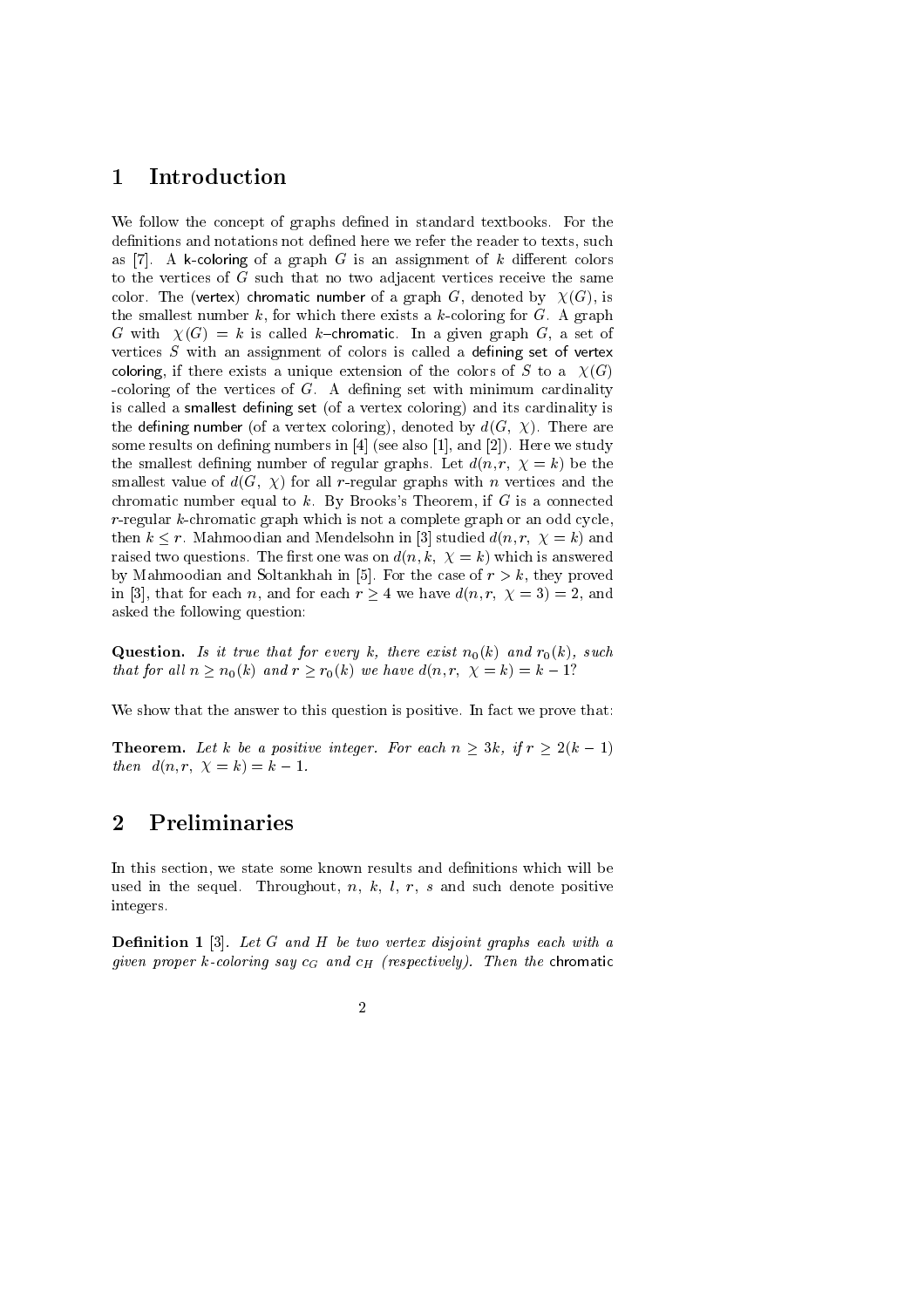# 1 Introduction

We follow the concept of graphs defined in standard textbooks. For the definitions and notations not defined here we refer the reader to texts, such as [7]. A k-coloring of a graph $G$ is an assignment of $k$ different colors to the vertices of $G$ such that no two adjacent vertices receive the same color. The (vertex) chromatic number of a graph $G$, denoted by $\chi(G)$, is the smallest number $k$, for which there exists a $k$-coloring for $G$. A graph $G$ with $\chi(G) = k$ is called $k$–chromatic. In a given graph $G$, a set of vertices $S$ with an assignment of colors is called a defining set of vertex coloring, if there exists a unique extension of the colors of $S$ to a $\chi(G)$ -coloring of the vertices of $G$. A defining set with minimum cardinality is called a smallest defining set (of a vertex coloring) and its cardinality is the defining number (of a vertex coloring), denoted by $d(G, \chi)$. There are some results on defining numbers in [4] (see also [1], and [2]). Here we study the smallest defining number of regular graphs. Let $d(n, r, \chi = k)$ be the smallest value of $d(G, \chi)$ for all $r$-regular graphs with $n$ vertices and the chromatic number equal to $k$. By Brooks's Theorem, if $G$ is a connected $r$-regular $k$-chromatic graph which is not a complete graph or an odd cycle, then $k \leq r$. Mahmoodian and Mendelsohn in [3] studied $d(n, r, \chi = k)$ and raised two questions. The first one was on $d(n, k, \chi = k)$ which is answered by Mahmoodian and Soltankhah in [5]. For the case of $r > k$, they proved in [3], that for each $n$, and for each $r \geq 4$ we have $d(n, r, \chi = 3) = 2$, and asked the following question:

**Question.** *Is it true that for every $k$, there exist $n_0(k)$ and $r_0(k)$, such that for all $n \geq n_0(k)$ and $r \geq r_0(k)$ we have $d(n, r, \chi = k) = k - 1$?*

We show that the answer to this question is positive. In fact we prove that:

**Theorem.** *Let $k$ be a positive integer. For each $n \geq 3k$, if $r \geq 2(k-1)$ then $d(n, r, \chi = k) = k - 1$.*

# 2 Preliminaries

In this section, we state some known results and definitions which will be used in the sequel. Throughout, $n$, $k$, $l$, $r$, $s$ and such denote positive integers.

**Definition 1** [3]. *Let $G$ and $H$ be two vertex disjoint graphs each with a given proper $k$-coloring say $c_G$ and $c_H$ (respectively). Then the* chromatic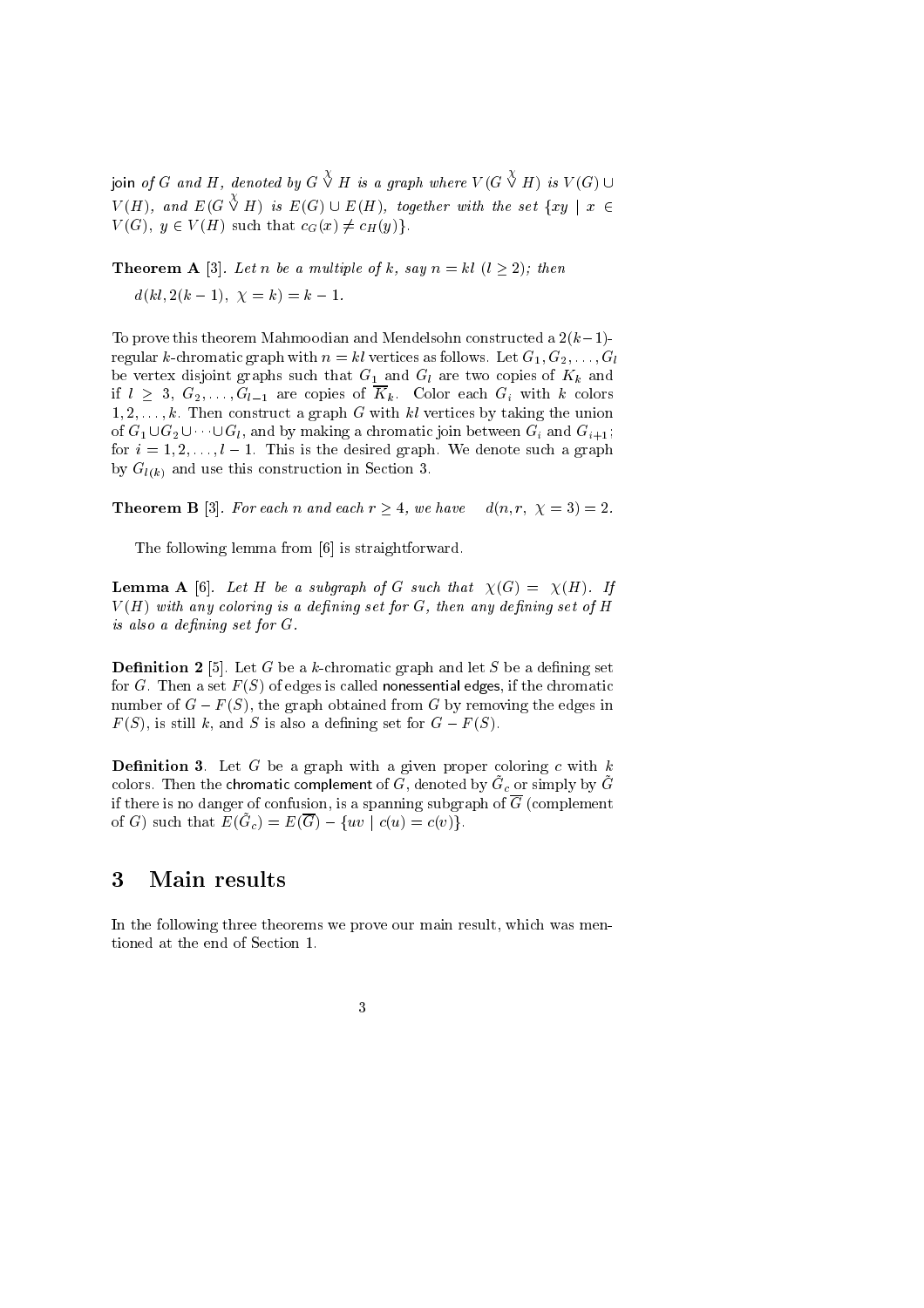join *of $G$ and $H$, denoted by $G \overset{\chi}{\vee} H$ is a graph where $V(G \overset{\chi}{\vee} H)$ is $V(G) \cup V(H)$, and $E(G \overset{\chi}{\vee} H)$ is $E(G) \cup E(H)$, together with the set $\{xy \mid x \in V(G),\ y \in V(H)$ such that $c_G(x) \neq c_H(y)\}$.*

**Theorem A** [3]. *Let $n$ be a multiple of $k$, say $n = kl$ $(l \geq 2)$; then*

$$d(kl, 2(k-1),\ \chi = k) = k - 1.$$

To prove this theorem Mahmoodian and Mendelsohn constructed a $2(k-1)$-regular $k$-chromatic graph with $n = kl$ vertices as follows. Let $G_1, G_2, \ldots, G_l$ be vertex disjoint graphs such that $G_1$ and $G_l$ are two copies of $K_k$ and if $l \geq 3$, $G_2, \ldots, G_{l-1}$ are copies of $\overline{K_k}$. Color each $G_i$ with $k$ colors $1, 2, \ldots, k$. Then construct a graph $G$ with $kl$ vertices by taking the union of $G_1 \cup G_2 \cup \cdots \cup G_l$, and by making a chromatic join between $G_i$ and $G_{i+1}$; for $i = 1, 2, \ldots, l-1$. This is the desired graph. We denote such a graph by $G_{l(k)}$ and use this construction in Section 3.

**Theorem B** [3]. *For each $n$ and each $r \geq 4$, we have* $\quad d(n, r,\ \chi = 3) = 2.$

The following lemma from [6] is straightforward.

**Lemma A** [6]. *Let $H$ be a subgraph of $G$ such that $\chi(G) = \chi(H)$. If $V(H)$ with any coloring is a defining set for $G$, then any defining set of $H$ is also a defining set for $G$.*

**Definition 2** [5]. Let $G$ be a $k$-chromatic graph and let $S$ be a defining set for $G$. Then a set $F(S)$ of edges is called nonessential edges, if the chromatic number of $G - F(S)$, the graph obtained from $G$ by removing the edges in $F(S)$, is still $k$, and $S$ is also a defining set for $G - F(S)$.

**Definition 3**. Let $G$ be a graph with a given proper coloring $c$ with $k$ colors. Then the chromatic complement of $G$, denoted by $\tilde{G}_c$ or simply by $\tilde{G}$ if there is no danger of confusion, is a spanning subgraph of $\overline{G}$ (complement of $G$) such that $E(\tilde{G}_c) = E(\overline{G}) - \{uv \mid c(u) = c(v)\}$.

# 3 Main results

In the following three theorems we prove our main result, which was mentioned at the end of Section 1.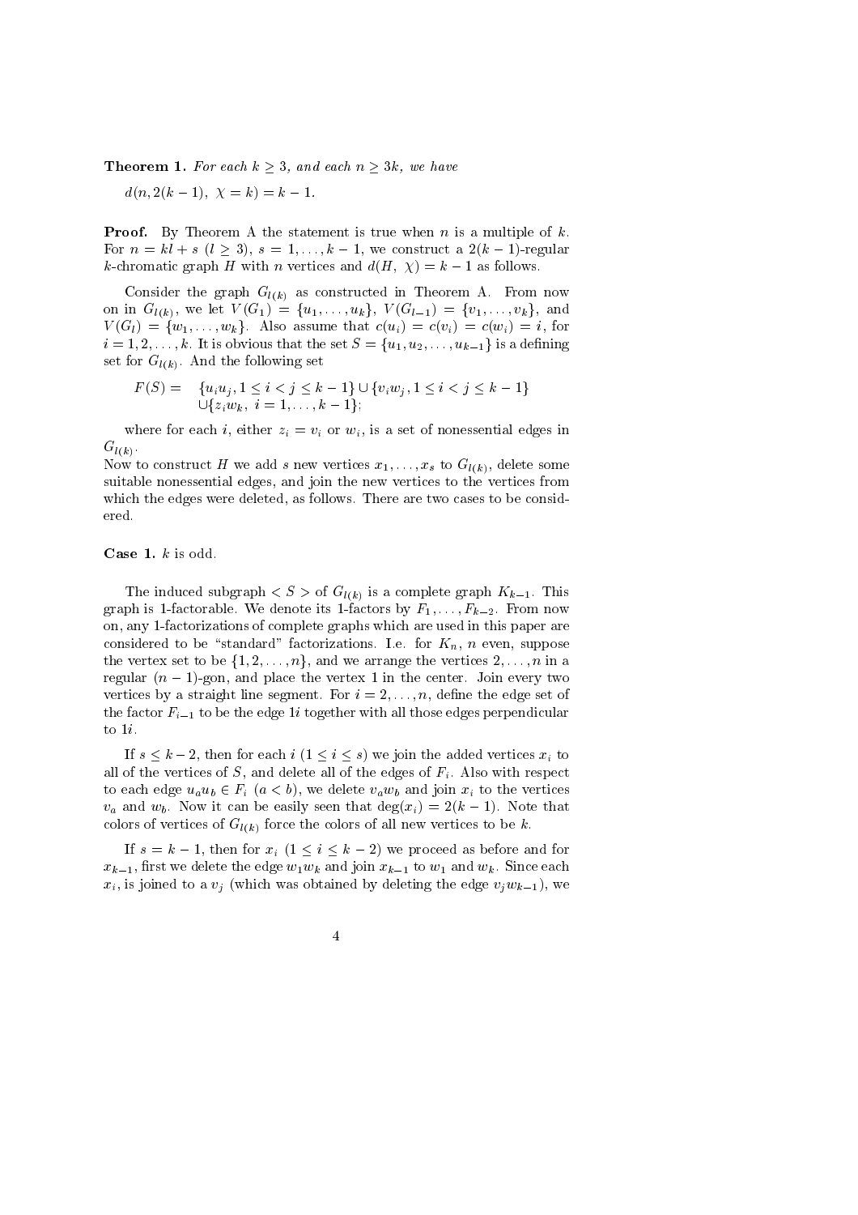**Theorem 1.** *For each $k \geq 3$, and each $n \geq 3k$, we have*

$$d(n, 2(k-1),\ \chi = k) = k - 1.$$

**Proof.** By Theorem A the statement is true when $n$ is a multiple of $k$. For $n = kl + s$ $(l \geq 3)$, $s = 1, \ldots, k-1$, we construct a $2(k-1)$-regular $k$-chromatic graph $H$ with $n$ vertices and $d(H,\ \chi) = k - 1$ as follows.

Consider the graph $G_{l(k)}$ as constructed in Theorem A. From now on in $G_{l(k)}$, we let $V(G_1) = \{u_1, \ldots, u_k\}$, $V(G_{l-1}) = \{v_1, \ldots, v_k\}$, and $V(G_l) = \{w_1, \ldots, w_k\}$. Also assume that $c(u_i) = c(v_i) = c(w_i) = i$, for $i = 1, 2, \ldots, k$. It is obvious that the set $S = \{u_1, u_2, \ldots, u_{k-1}\}$ is a defining set for $G_{l(k)}$. And the following set

$$F(S) = \{u_i u_j, 1 \leq i < j \leq k-1\} \cup \{v_i w_j, 1 \leq i < j \leq k-1\} \cup \{z_i w_k,\ i = 1, \ldots, k-1\};$$

where for each $i$, either $z_i = v_i$ or $w_i$, is a set of nonessential edges in $G_{l(k)}$.
Now to construct $H$ we add $s$ new vertices $x_1, \ldots, x_s$ to $G_{l(k)}$, delete some suitable nonessential edges, and join the new vertices to the vertices from which the edges were deleted, as follows. There are two cases to be considered.

**Case 1.** $k$ is odd.

The induced subgraph $< S >$ of $G_{l(k)}$ is a complete graph $K_{k-1}$. This graph is 1-factorable. We denote its 1-factors by $F_1, \ldots, F_{k-2}$. From now on, any 1-factorizations of complete graphs which are used in this paper are considered to be "standard" factorizations. I.e. for $K_n$, $n$ even, suppose the vertex set to be $\{1, 2, \ldots, n\}$, and we arrange the vertices $2, \ldots, n$ in a regular $(n-1)$-gon, and place the vertex 1 in the center. Join every two vertices by a straight line segment. For $i = 2, \ldots, n$, define the edge set of the factor $F_{i-1}$ to be the edge $1i$ together with all those edges perpendicular to $1i$.

If $s \leq k-2$, then for each $i$ $(1 \leq i \leq s)$ we join the added vertices $x_i$ to all of the vertices of $S$, and delete all of the edges of $F_i$. Also with respect to each edge $u_a u_b \in F_i$ $(a < b)$, we delete $v_a w_b$ and join $x_i$ to the vertices $v_a$ and $w_b$. Now it can be easily seen that $\deg(x_i) = 2(k-1)$. Note that colors of vertices of $G_{l(k)}$ force the colors of all new vertices to be $k$.

If $s = k-1$, then for $x_i$ $(1 \leq i \leq k-2)$ we proceed as before and for $x_{k-1}$, first we delete the edge $w_1 w_k$ and join $x_{k-1}$ to $w_1$ and $w_k$. Since each $x_i$, is joined to a $v_j$ (which was obtained by deleting the edge $v_j w_{k-1}$), we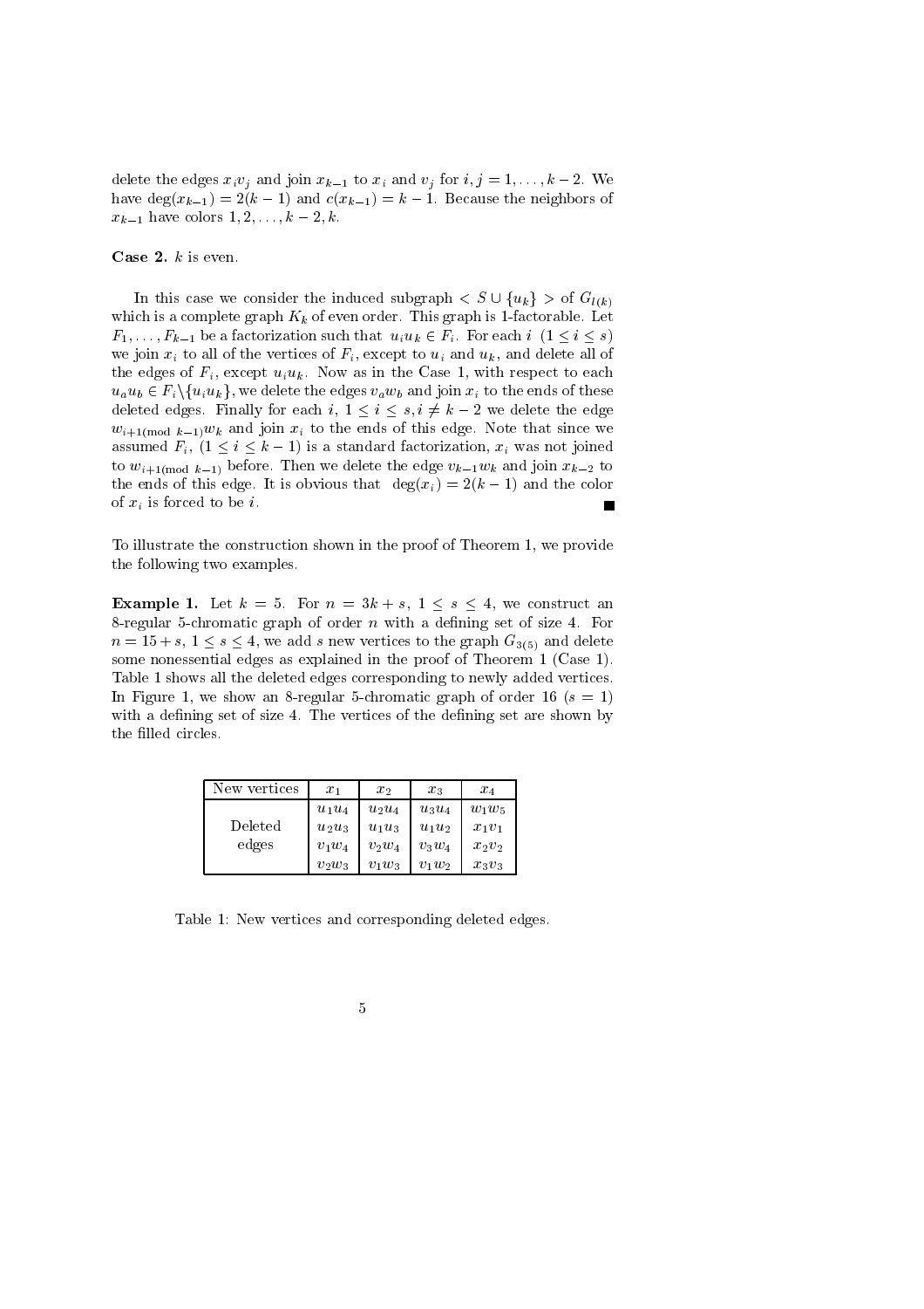delete the edges $x_iv_j$ and join $x_{k-1}$ to $x_i$ and $v_j$ for $i, j = 1, \ldots, k-2$. We have $\deg(x_{k-1}) = 2(k-1)$ and $c(x_{k-1}) = k-1$. Because the neighbors of $x_{k-1}$ have colors $1, 2, \ldots, k-2, k$.

**Case 2.** $k$ is even.

In this case we consider the induced subgraph $< S \cup \{u_k\} >$ of $G_{l(k)}$ which is a complete graph $K_k$ of even order. This graph is 1-factorable. Let $F_1, \ldots, F_{k-1}$ be a factorization such that $u_iu_k \in F_i$. For each $i$ $(1 \leq i \leq s)$ we join $x_i$ to all of the vertices of $F_i$, except to $u_i$ and $u_k$, and delete all of the edges of $F_i$, except $u_iu_k$. Now as in the Case 1, with respect to each $u_au_b \in F_i \backslash \{u_iu_k\}$, we delete the edges $v_aw_b$ and join $x_i$ to the ends of these deleted edges. Finally for each $i$, $1 \leq i \leq s, i \neq k-2$ we delete the edge $w_{i+1 (\text{mod } k-1)}w_k$ and join $x_i$ to the ends of this edge. Note that since we assumed $F_i$, $(1 \leq i \leq k-1)$ is a standard factorization, $x_i$ was not joined to $w_{i+1(\text{mod } k-1)}$ before. Then we delete the edge $v_{k-1}w_k$ and join $x_{k-2}$ to the ends of this edge. It is obvious that $\deg(x_i) = 2(k-1)$ and the color of $x_i$ is forced to be $i$. ■

To illustrate the construction shown in the proof of Theorem 1, we provide the following two examples.

**Example 1.** Let $k = 5$. For $n = 3k + s$, $1 \leq s \leq 4$, we construct an 8-regular 5-chromatic graph of order $n$ with a defining set of size 4. For $n = 15 + s$, $1 \leq s \leq 4$, we add $s$ new vertices to the graph $G_{3(5)}$ and delete some nonessential edges as explained in the proof of Theorem 1 (Case 1). Table 1 shows all the deleted edges corresponding to newly added vertices. In Figure 1, we show an 8-regular 5-chromatic graph of order 16 $(s = 1)$ with a defining set of size 4. The vertices of the defining set are shown by the filled circles.

| New vertices | $x_1$ | $x_2$ | $x_3$ | $x_4$ |
|---|---|---|---|---|
| Deleted edges | $u_1u_4$ | $u_2u_4$ | $u_3u_4$ | $w_1w_5$ |
| | $u_2u_3$ | $u_1u_3$ | $u_1u_2$ | $x_1v_1$ |
| | $v_1w_4$ | $v_2w_4$ | $v_3w_4$ | $x_2v_2$ |
| | $v_2w_3$ | $v_1w_3$ | $v_1w_2$ | $x_3v_3$ |

Table 1: New vertices and corresponding deleted edges.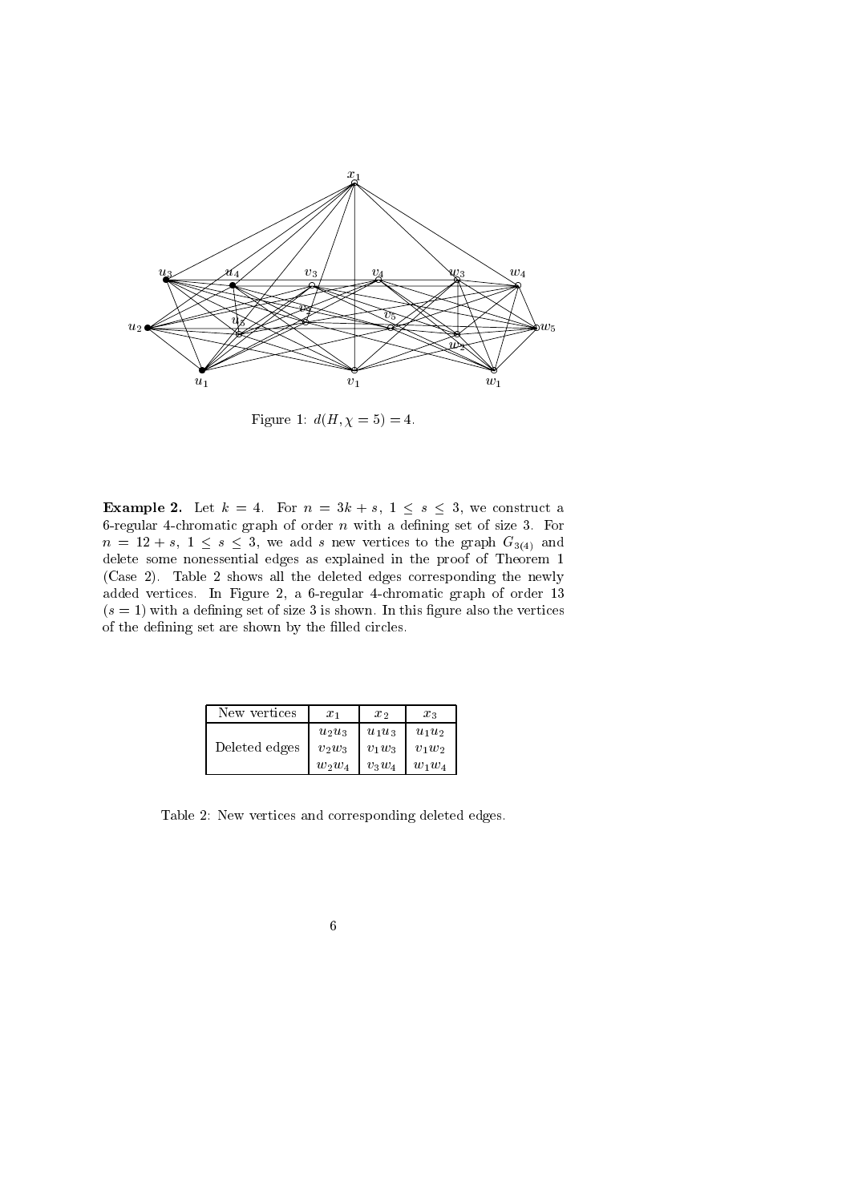Figure 1: $d(H, \chi = 5) = 4$.

**Example 2.** Let $k = 4$. For $n = 3k + s$, $1 \leq s \leq 3$, we construct a 6-regular 4-chromatic graph of order $n$ with a defining set of size 3. For $n = 12 + s$, $1 \leq s \leq 3$, we add $s$ new vertices to the graph $G_{3(4)}$ and delete some nonessential edges as explained in the proof of Theorem 1 (Case 2). Table 2 shows all the deleted edges corresponding the newly added vertices. In Figure 2, a 6-regular 4-chromatic graph of order 13 ($s = 1$) with a defining set of size 3 is shown. In this figure also the vertices of the defining set are shown by the filled circles.

| New vertices | $x_1$ | $x_2$ | $x_3$ |
|---|---|---|---|
| Deleted edges | $u_2u_3$ | $u_1u_3$ | $u_1u_2$ |
| | $v_2w_3$ | $v_1w_3$ | $v_1w_2$ |
| | $w_2w_4$ | $v_3w_4$ | $w_1w_4$ |

Table 2: New vertices and corresponding deleted edges.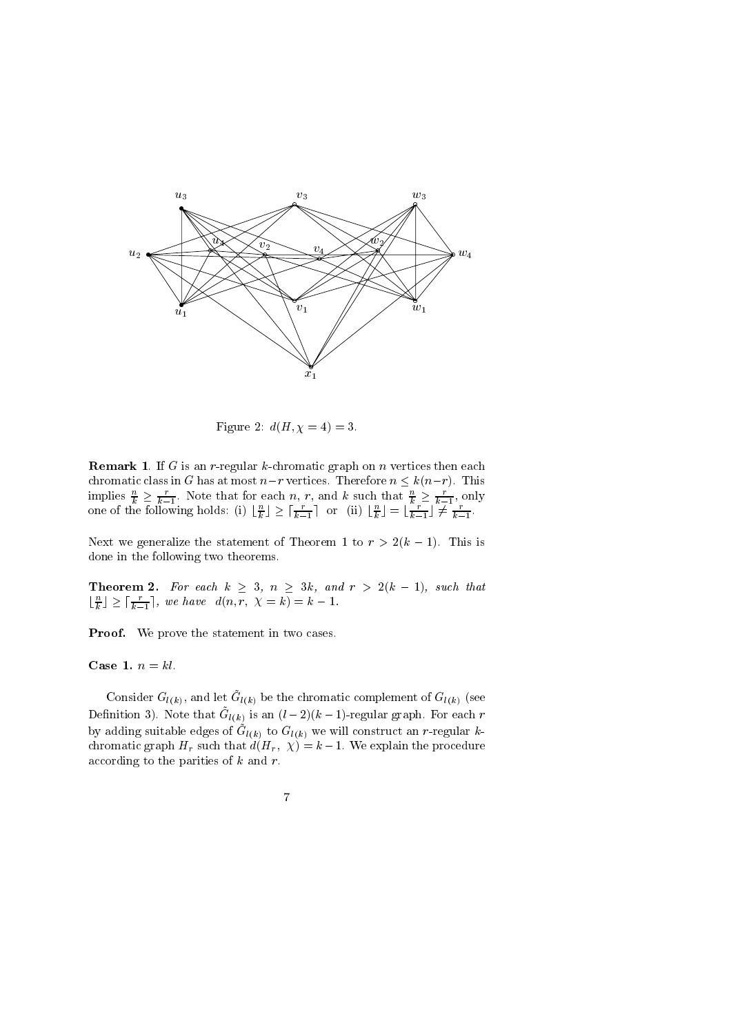Figure 2: $d(H, \chi = 4) = 3$.

**Remark 1**. If $G$ is an $r$-regular $k$-chromatic graph on $n$ vertices then each chromatic class in $G$ has at most $n-r$ vertices. Therefore $n \leq k(n-r)$. This implies $\frac{n}{k} \geq \frac{r}{k-1}$. Note that for each $n$, $r$, and $k$ such that $\frac{n}{k} \geq \frac{r}{k-1}$, only one of the following holds: (i) $\lfloor \frac{n}{k} \rfloor \geq \lceil \frac{r}{k-1} \rceil$ or (ii) $\lfloor \frac{n}{k} \rfloor = \lfloor \frac{r}{k-1} \rfloor \neq \frac{r}{k-1}$.

Next we generalize the statement of Theorem 1 to $r > 2(k-1)$. This is done in the following two theorems.

**Theorem 2.** *For each $k \geq 3$, $n \geq 3k$, and $r > 2(k-1)$, such that $\lfloor \frac{n}{k} \rfloor \geq \lceil \frac{r}{k-1} \rceil$, we have $d(n, r, \chi = k) = k-1$.*

**Proof.** We prove the statement in two cases.

**Case 1.** $n = kl$.

Consider $G_{l(k)}$, and let $\tilde{G}_{l(k)}$ be the chromatic complement of $G_{l(k)}$ (see Definition 3). Note that $\tilde{G}_{l(k)}$ is an $(l-2)(k-1)$-regular graph. For each $r$ by adding suitable edges of $\tilde{G}_{l(k)}$ to $G_{l(k)}$ we will construct an $r$-regular $k$-chromatic graph $H_r$ such that $d(H_r, \chi) = k-1$. We explain the procedure according to the parities of $k$ and $r$.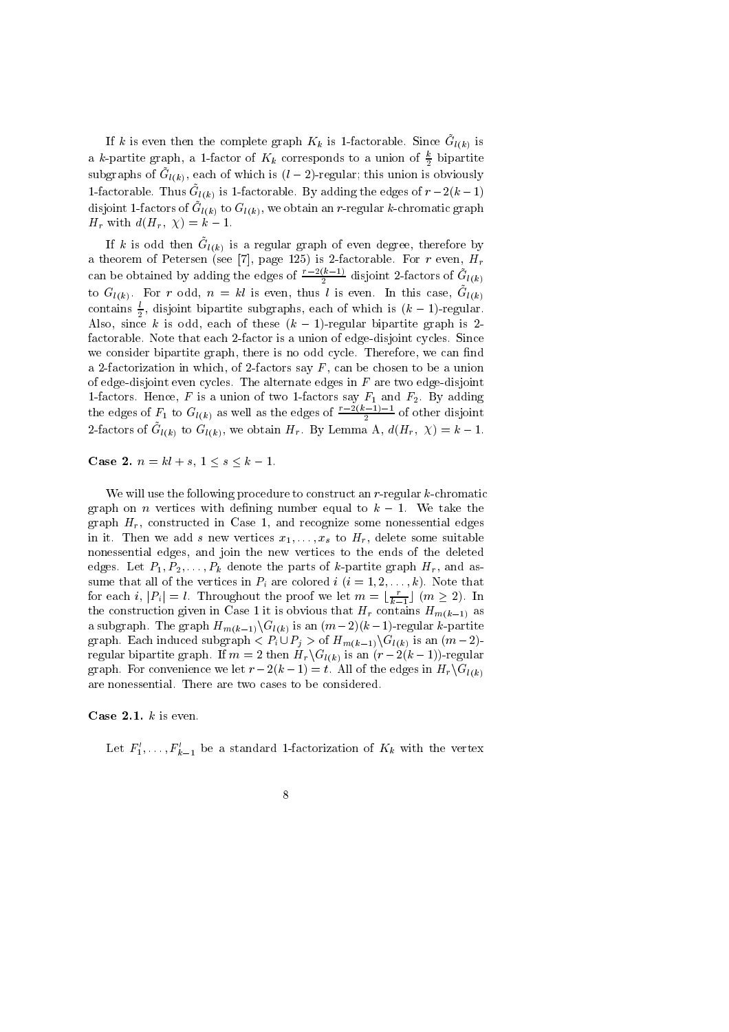If $k$ is even then the complete graph $K_k$ is 1-factorable. Since $\tilde{G}_{l(k)}$ is a $k$-partite graph, a 1-factor of $K_k$ corresponds to a union of $\frac{k}{2}$ bipartite subgraphs of $\tilde{G}_{l(k)}$, each of which is $(l-2)$-regular; this union is obviously 1-factorable. Thus $\tilde{G}_{l(k)}$ is 1-factorable. By adding the edges of $r-2(k-1)$ disjoint 1-factors of $\tilde{G}_{l(k)}$ to $G_{l(k)}$, we obtain an $r$-regular $k$-chromatic graph $H_r$ with $d(H_r,\ \chi) = k-1$.

If $k$ is odd then $\tilde{G}_{l(k)}$ is a regular graph of even degree, therefore by a theorem of Petersen (see [7], page 125) is 2-factorable. For $r$ even, $H_r$ can be obtained by adding the edges of $\frac{r-2(k-1)}{2}$ disjoint 2-factors of $\tilde{G}_{l(k)}$ to $G_{l(k)}$. For $r$ odd, $n = kl$ is even, thus $l$ is even. In this case, $\tilde{G}_{l(k)}$ contains $\frac{l}{2}$, disjoint bipartite subgraphs, each of which is $(k-1)$-regular. Also, since $k$ is odd, each of these $(k-1)$-regular bipartite graph is 2-factorable. Note that each 2-factor is a union of edge-disjoint cycles. Since we consider bipartite graph, there is no odd cycle. Therefore, we can find a 2-factorization in which, of 2-factors say $F$, can be chosen to be a union of edge-disjoint even cycles. The alternate edges in $F$ are two edge-disjoint 1-factors. Hence, $F$ is a union of two 1-factors say $F_1$ and $F_2$. By adding the edges of $F_1$ to $G_{l(k)}$ as well as the edges of $\frac{r-2(k-1)-1}{2}$ of other disjoint 2-factors of $\tilde{G}_{l(k)}$ to $G_{l(k)}$, we obtain $H_r$. By Lemma A, $d(H_r,\ \chi) = k-1$.

**Case 2.** $n = kl + s$, $1 \leq s \leq k-1$.

We will use the following procedure to construct an $r$-regular $k$-chromatic graph on $n$ vertices with defining number equal to $k-1$. We take the graph $H_r$, constructed in Case 1, and recognize some nonessential edges in it. Then we add $s$ new vertices $x_1, \ldots, x_s$ to $H_r$, delete some suitable nonessential edges, and join the new vertices to the ends of the deleted edges. Let $P_1, P_2, \ldots, P_k$ denote the parts of $k$-partite graph $H_r$, and assume that all of the vertices in $P_i$ are colored $i$ $(i = 1, 2, \ldots, k)$. Note that for each $i$, $|P_i| = l$. Throughout the proof we let $m = \lfloor \frac{r}{k-1} \rfloor$ $(m \geq 2)$. In the construction given in Case 1 it is obvious that $H_r$ contains $H_{m(k-1)}$ as a subgraph. The graph $H_{m(k-1)} \backslash G_{l(k)}$ is an $(m-2)(k-1)$-regular $k$-partite graph. Each induced subgraph $< P_i \cup P_j >$ of $H_{m(k-1)} \backslash G_{l(k)}$ is an $(m-2)$-regular bipartite graph. If $m = 2$ then $H_r \backslash G_{l(k)}$ is an $(r-2(k-1))$-regular graph. For convenience we let $r - 2(k-1) = t$. All of the edges in $H_r \backslash G_{l(k)}$ are nonessential. There are two cases to be considered.

**Case 2.1.** $k$ is even.

Let $F'_1, \ldots, F'_{k-1}$ be a standard 1-factorization of $K_k$ with the vertex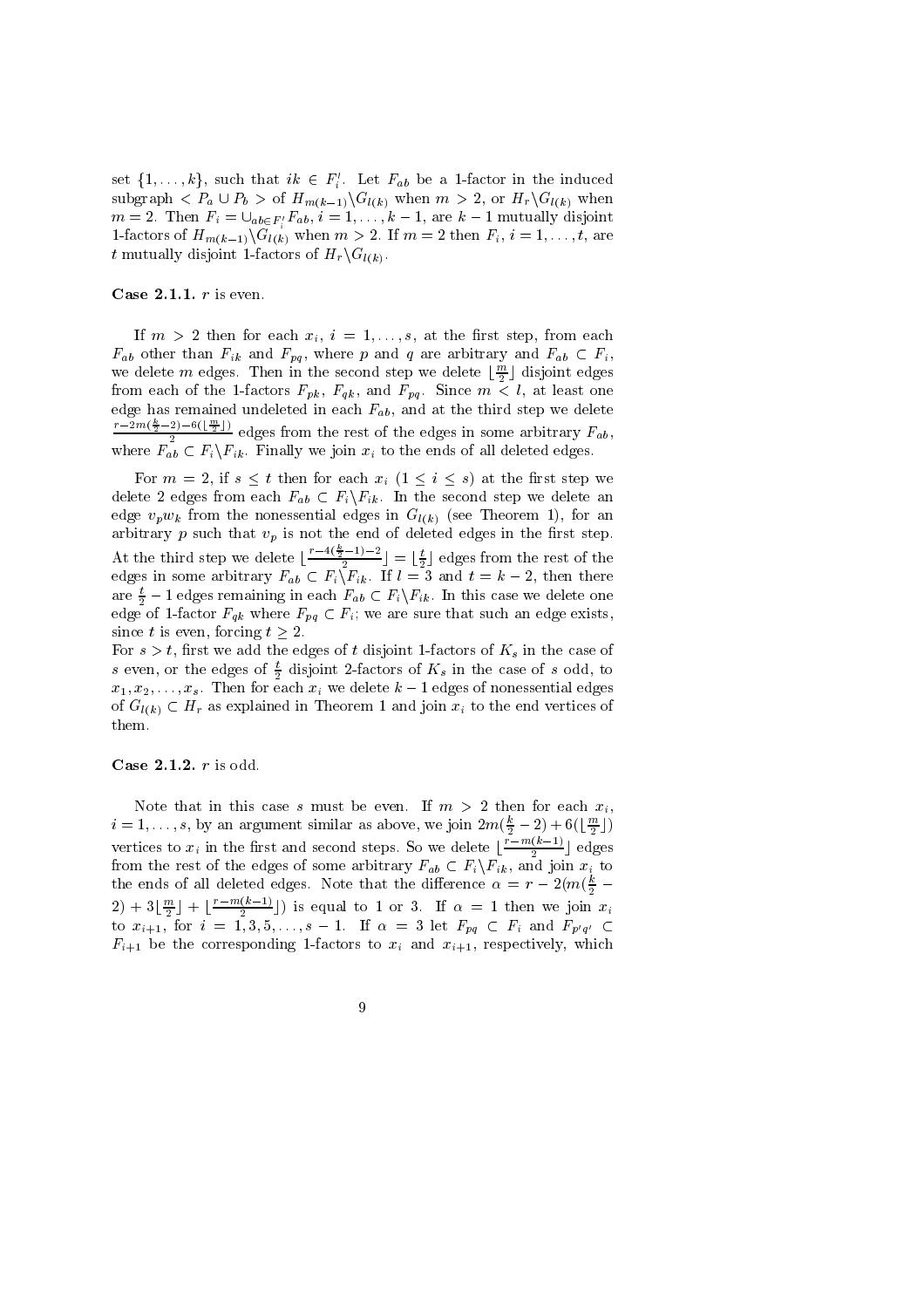set $\{1, \ldots, k\}$, such that $ik \in F'_i$. Let $F_{ab}$ be a 1-factor in the induced subgraph $< P_a \cup P_b >$ of $H_{m(k-1)} \backslash G_{l(k)}$ when $m > 2$, or $H_r \backslash G_{l(k)}$ when $m = 2$. Then $F_i = \cup_{ab \in F'_i} F_{ab}$, $i = 1, \ldots, k-1$, are $k-1$ mutually disjoint 1-factors of $H_{m(k-1)} \backslash G_{l(k)}$ when $m > 2$. If $m = 2$ then $F_i$, $i = 1, \ldots, t$, are $t$ mutually disjoint 1-factors of $H_r \backslash G_{l(k)}$.

**Case 2.1.1.** $r$ is even.

If $m > 2$ then for each $x_i$, $i = 1, \ldots, s$, at the first step, from each $F_{ab}$ other than $F_{ik}$ and $F_{pq}$, where $p$ and $q$ are arbitrary and $F_{ab} \subset F_i$, we delete $m$ edges. Then in the second step we delete $\lfloor \frac{m}{2} \rfloor$ disjoint edges from each of the 1-factors $F_{pk}$, $F_{qk}$, and $F_{pq}$. Since $m < l$, at least one edge has remained undeleted in each $F_{ab}$, and at the third step we delete $\frac{r - 2m(\frac{k}{2} - 2) - 6(\lfloor \frac{m}{2} \rfloor)}{2}$ edges from the rest of the edges in some arbitrary $F_{ab}$, where $F_{ab} \subset F_i \backslash F_{ik}$. Finally we join $x_i$ to the ends of all deleted edges.

For $m = 2$, if $s \leq t$ then for each $x_i$ $(1 \leq i \leq s)$ at the first step we delete 2 edges from each $F_{ab} \subset F_i \backslash F_{ik}$. In the second step we delete an edge $v_p w_k$ from the nonessential edges in $G_{l(k)}$ (see Theorem 1), for an arbitrary $p$ such that $v_p$ is not the end of deleted edges in the first step. At the third step we delete $\lfloor \frac{r - 4(\frac{k}{2} - 1) - 2}{2} \rfloor = \lfloor \frac{t}{2} \rfloor$ edges from the rest of the edges in some arbitrary $F_{ab} \subset F_i \backslash F_{ik}$. If $l = 3$ and $t = k - 2$, then there are $\frac{t}{2} - 1$ edges remaining in each $F_{ab} \subset F_i \backslash F_{ik}$. In this case we delete one edge of 1-factor $F_{qk}$ where $F_{pq} \subset F_i$; we are sure that such an edge exists, since $t$ is even, forcing $t \geq 2$.
For $s > t$, first we add the edges of $t$ disjoint 1-factors of $K_s$ in the case of $s$ even, or the edges of $\frac{t}{2}$ disjoint 2-factors of $K_s$ in the case of $s$ odd, to $x_1, x_2, \ldots, x_s$. Then for each $x_i$ we delete $k - 1$ edges of nonessential edges of $G_{l(k)} \subset H_r$ as explained in Theorem 1 and join $x_i$ to the end vertices of them.

**Case 2.1.2.** $r$ is odd.

Note that in this case $s$ must be even. If $m > 2$ then for each $x_i$, $i = 1, \ldots, s$, by an argument similar as above, we join $2m(\frac{k}{2} - 2) + 6(\lfloor \frac{m}{2} \rfloor)$ vertices to $x_i$ in the first and second steps. So we delete $\lfloor \frac{r - m(k-1)}{2} \rfloor$ edges from the rest of the edges of some arbitrary $F_{ab} \subset F_i \backslash F_{ik}$, and join $x_i$ to the ends of all deleted edges. Note that the difference $\alpha = r - 2(m(\frac{k}{2} - 2) + 3\lfloor \frac{m}{2} \rfloor + \lfloor \frac{r - m(k-1)}{2} \rfloor)$ is equal to 1 or 3. If $\alpha = 1$ then we join $x_i$ to $x_{i+1}$, for $i = 1, 3, 5, \ldots, s-1$. If $\alpha = 3$ let $F_{pq} \subset F_i$ and $F_{p'q'} \subset F_{i+1}$ be the corresponding 1-factors to $x_i$ and $x_{i+1}$, respectively, which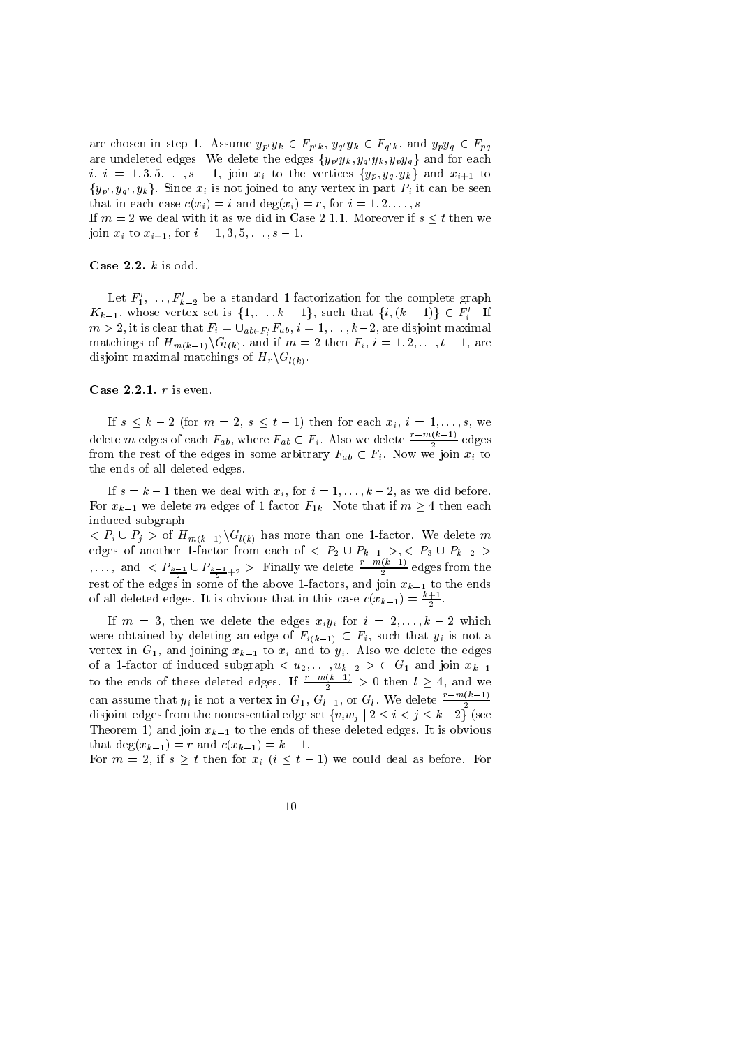are chosen in step 1. Assume $y_{p'}y_k \in F_{p'k}$, $y_{q'}y_k \in F_{q'k}$, and $y_py_q \in F_{pq}$ are undeleted edges. We delete the edges $\{y_{p'}y_k, y_{q'}y_k, y_py_q\}$ and for each $i$, $i = 1, 3, 5, \ldots, s-1$, join $x_i$ to the vertices $\{y_p, y_q, y_k\}$ and $x_{i+1}$ to $\{y_{p'}, y_{q'}, y_k\}$. Since $x_i$ is not joined to any vertex in part $P_i$ it can be seen that in each case $c(x_i) = i$ and $\deg(x_i) = r$, for $i = 1, 2, \ldots, s$.
If $m = 2$ we deal with it as we did in Case 2.1.1. Moreover if $s \leq t$ then we join $x_i$ to $x_{i+1}$, for $i = 1, 3, 5, \ldots, s-1$.

**Case 2.2.** $k$ is odd.

Let $F'_1, \ldots, F'_{k-2}$ be a standard 1-factorization for the complete graph $K_{k-1}$, whose vertex set is $\{1, \ldots, k-1\}$, such that $\{i, (k-1)\} \in F'_i$. If $m > 2$, it is clear that $F_i = \cup_{ab \in F'_i} F_{ab}$, $i = 1, \ldots, k-2$, are disjoint maximal matchings of $H_{m(k-1)} \backslash G_{l(k)}$, and if $m = 2$ then $F_i$, $i = 1, 2, \ldots, t-1$, are disjoint maximal matchings of $H_r \backslash G_{l(k)}$.

**Case 2.2.1.** $r$ is even.

If $s \leq k-2$ (for $m = 2$, $s \leq t-1$) then for each $x_i$, $i = 1, \ldots, s$, we delete $m$ edges of each $F_{ab}$, where $F_{ab} \subset F_i$. Also we delete $\frac{r-m(k-1)}{2}$ edges from the rest of the edges in some arbitrary $F_{ab} \subset F_i$. Now we join $x_i$ to the ends of all deleted edges.

If $s = k-1$ then we deal with $x_i$, for $i = 1, \ldots, k-2$, as we did before. For $x_{k-1}$ we delete $m$ edges of 1-factor $F_{1k}$. Note that if $m \geq 4$ then each induced subgraph
$< P_i \cup P_j >$ of $H_{m(k-1)} \backslash G_{l(k)}$ has more than one 1-factor. We delete $m$ edges of another 1-factor from each of $< P_2 \cup P_{k-1} >, < P_3 \cup P_{k-2} >$ $, \ldots,$ and $< P_{\frac{k-1}{2}} \cup P_{\frac{k-1}{2}+2} >$. Finally we delete $\frac{r-m(k-1)}{2}$ edges from the rest of the edges in some of the above 1-factors, and join $x_{k-1}$ to the ends of all deleted edges. It is obvious that in this case $c(x_{k-1}) = \frac{k+1}{2}$.

If $m = 3$, then we delete the edges $x_iy_i$ for $i = 2, \ldots, k-2$ which were obtained by deleting an edge of $F_{i(k-1)} \subset F_i$, such that $y_i$ is not a vertex in $G_1$, and joining $x_{k-1}$ to $x_i$ and to $y_i$. Also we delete the edges of a 1-factor of induced subgraph $< u_2, \ldots, u_{k-2} > \subset G_1$ and join $x_{k-1}$ to the ends of these deleted edges. If $\frac{r-m(k-1)}{2} > 0$ then $l \geq 4$, and we can assume that $y_i$ is not a vertex in $G_1$, $G_{l-1}$, or $G_l$. We delete $\frac{r-m(k-1)}{2}$ disjoint edges from the nonessential edge set $\{v_iw_j \mid 2 \leq i < j \leq k-2\}$ (see Theorem 1) and join $x_{k-1}$ to the ends of these deleted edges. It is obvious that $\deg(x_{k-1}) = r$ and $c(x_{k-1}) = k-1$.
For $m = 2$, if $s \geq t$ then for $x_i$ $(i \leq t-1)$ we could deal as before. For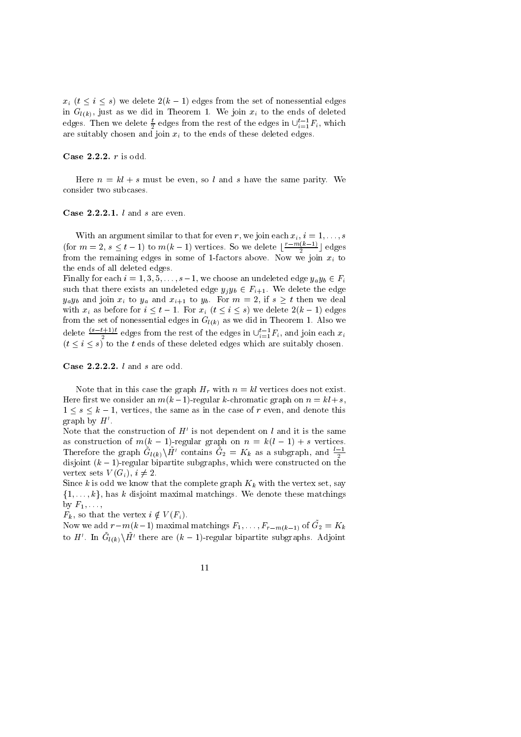$x_i$ $(t \leq i \leq s)$ we delete $2(k-1)$ edges from the set of nonessential edges in $G_{l(k)}$, just as we did in Theorem 1. We join $x_i$ to the ends of deleted edges. Then we delete $\frac{t}{2}$ edges from the rest of the edges in $\cup_{i=1}^{t-1} F_i$, which are suitably chosen and join $x_i$ to the ends of these deleted edges.

**Case 2.2.2.** $r$ is odd.

Here $n = kl + s$ must be even, so $l$ and $s$ have the same parity. We consider two subcases.

**Case 2.2.2.1.** $l$ and $s$ are even.

With an argument similar to that for even $r$, we join each $x_i$, $i = 1, \ldots, s$ (for $m = 2$, $s \leq t-1$) to $m(k-1)$ vertices. So we delete $\lfloor \frac{r-m(k-1)}{2} \rfloor$ edges from the remaining edges in some of 1-factors above. Now we join $x_i$ to the ends of all deleted edges.

Finally for each $i = 1, 3, 5, \ldots, s-1$, we choose an undeleted edge $y_a y_b \in F_i$ such that there exists an undeleted edge $y_j y_b \in F_{i+1}$. We delete the edge $y_a y_b$ and join $x_i$ to $y_a$ and $x_{i+1}$ to $y_b$. For $m = 2$, if $s \geq t$ then we deal with $x_i$ as before for $i \leq t-1$. For $x_i$ $(t \leq i \leq s)$ we delete $2(k-1)$ edges from the set of nonessential edges in $G_{l(k)}$ as we did in Theorem 1. Also we delete $\frac{(s-t+1)t}{2}$ edges from the rest of the edges in $\cup_{i=1}^{t-1} F_i$, and join each $x_i$ $(t \leq i \leq s)$ to the $t$ ends of these deleted edges which are suitably chosen.

**Case 2.2.2.2.** $l$ and $s$ are odd.

Note that in this case the graph $H_r$ with $n = kl$ vertices does not exist. Here first we consider an $m(k-1)$-regular $k$-chromatic graph on $n = kl + s$, $1 \leq s \leq k-1$, vertices, the same as in the case of $r$ even, and denote this graph by $H'$.

Note that the construction of $H'$ is not dependent on $l$ and it is the same as construction of $m(k-1)$-regular graph on $n = k(l-1) + s$ vertices. Therefore the graph $\tilde{G}_{l(k)} \setminus \tilde{H}'$ contains $\tilde{G}_2 = K_k$ as a subgraph, and $\frac{l-1}{2}$ disjoint $(k-1)$-regular bipartite subgraphs, which were constructed on the vertex sets $V(G_i)$, $i \neq 2$.

Since $k$ is odd we know that the complete graph $K_k$ with the vertex set, say $\{1, \ldots, k\}$, has $k$ disjoint maximal matchings. We denote these matchings by $F_1, \ldots,$

$F_k$, so that the vertex $i \notin V(F_i)$.

Now we add $r - m(k-1)$ maximal matchings $F_1, \ldots, F_{r-m(k-1)}$ of $\tilde{G}_2 = K_k$ to $H'$. In $\tilde{G}_{l(k)} \setminus \tilde{H}'$ there are $(k-1)$-regular bipartite subgraphs. Adjoint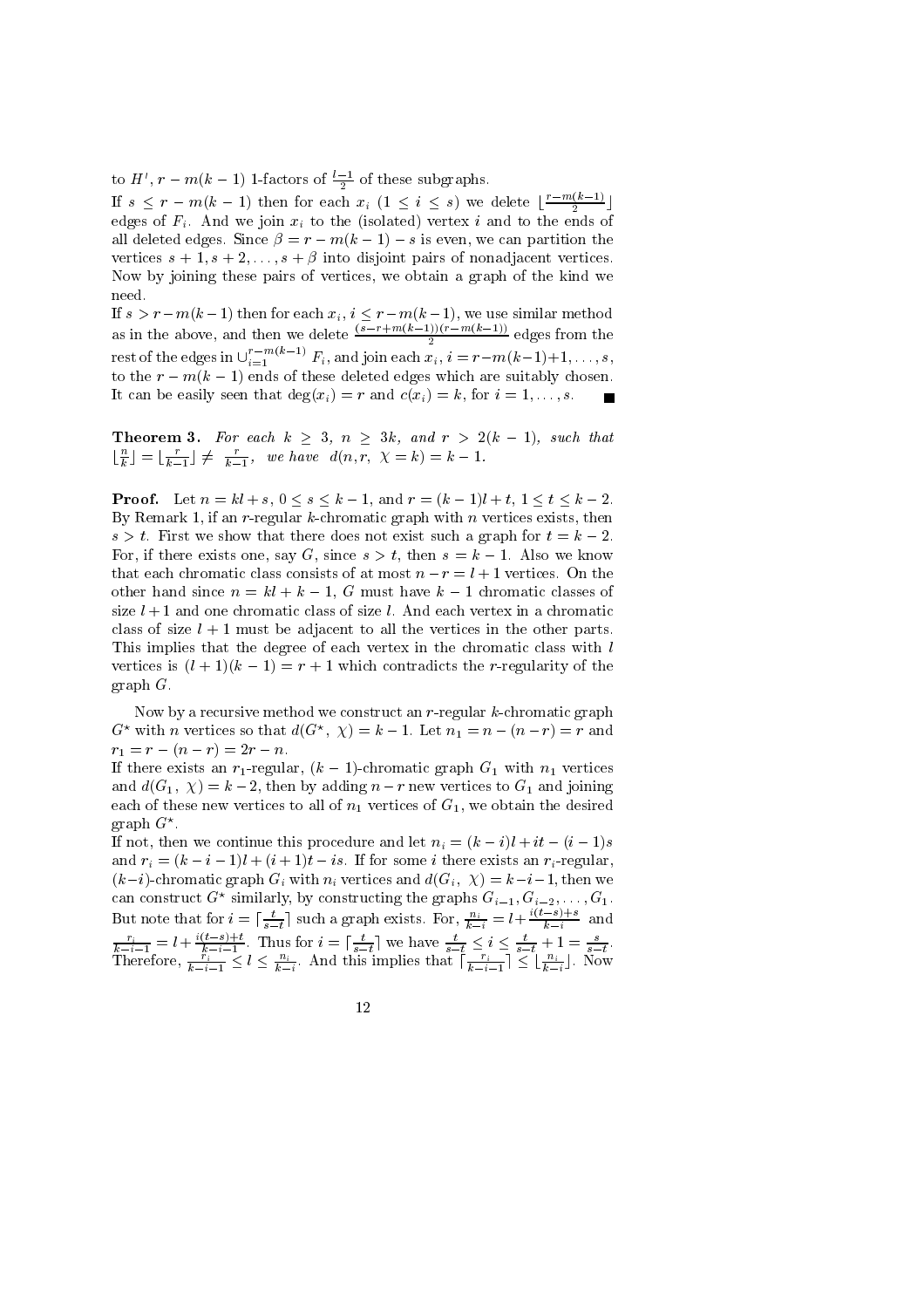to $H'$, $r - m(k-1)$ 1-factors of $\frac{l-1}{2}$ of these subgraphs.

If $s \leq r - m(k-1)$ then for each $x_i$ $(1 \leq i \leq s)$ we delete $\lfloor \frac{r-m(k-1)}{2} \rfloor$ edges of $F_i$. And we join $x_i$ to the (isolated) vertex $i$ and to the ends of all deleted edges. Since $\beta = r - m(k-1) - s$ is even, we can partition the vertices $s+1, s+2, \ldots, s+\beta$ into disjoint pairs of nonadjacent vertices. Now by joining these pairs of vertices, we obtain a graph of the kind we need.

If $s > r - m(k-1)$ then for each $x_i$, $i \leq r - m(k-1)$, we use similar method as in the above, and then we delete $\frac{(s-r+m(k-1))(r-m(k-1))}{2}$ edges from the rest of the edges in $\cup_{i=1}^{r-m(k-1)} F_i$, and join each $x_i$, $i = r-m(k-1)+1, \ldots, s$, to the $r - m(k-1)$ ends of these deleted edges which are suitably chosen. It can be easily seen that $\deg(x_i) = r$ and $c(x_i) = k$, for $i = 1, \ldots, s$. ∎

**Theorem 3.** *For each $k \geq 3$, $n \geq 3k$, and $r > 2(k-1)$, such that $\lfloor \frac{n}{k} \rfloor = \lfloor \frac{r}{k-1} \rfloor \neq \frac{r}{k-1}$, we have $d(n, r, \chi = k) = k - 1$.*

**Proof.** Let $n = kl + s$, $0 \leq s \leq k-1$, and $r = (k-1)l + t$, $1 \leq t \leq k-2$. By Remark 1, if an $r$-regular $k$-chromatic graph with $n$ vertices exists, then $s > t$. First we show that there does not exist such a graph for $t = k-2$. For, if there exists one, say $G$, since $s > t$, then $s = k-1$. Also we know that each chromatic class consists of at most $n - r = l + 1$ vertices. On the other hand since $n = kl + k - 1$, $G$ must have $k-1$ chromatic classes of size $l+1$ and one chromatic class of size $l$. And each vertex in a chromatic class of size $l+1$ must be adjacent to all the vertices in the other parts. This implies that the degree of each vertex in the chromatic class with $l$ vertices is $(l+1)(k-1) = r + 1$ which contradicts the $r$-regularity of the graph $G$.

Now by a recursive method we construct an $r$-regular $k$-chromatic graph $G^\star$ with $n$ vertices so that $d(G^\star, \chi) = k - 1$. Let $n_1 = n - (n-r) = r$ and $r_1 = r - (n-r) = 2r - n$.

If there exists an $r_1$-regular, $(k-1)$-chromatic graph $G_1$ with $n_1$ vertices and $d(G_1, \chi) = k-2$, then by adding $n - r$ new vertices to $G_1$ and joining each of these new vertices to all of $n_1$ vertices of $G_1$, we obtain the desired graph $G^\star$.

If not, then we continue this procedure and let $n_i = (k-i)l + it - (i-1)s$ and $r_i = (k-i-1)l + (i+1)t - is$. If for some $i$ there exists an $r_i$-regular, $(k-i)$-chromatic graph $G_i$ with $n_i$ vertices and $d(G_i, \chi) = k-i-1$, then we can construct $G^\star$ similarly, by constructing the graphs $G_{i-1}, G_{i-2}, \ldots, G_1$. But note that for $i = \lceil \frac{t}{s-t} \rceil$ such a graph exists. For, $\frac{n_i}{k-i} = l + \frac{i(t-s)+s}{k-i}$ and $\frac{r_i}{k-i-1} = l + \frac{i(t-s)+t}{k-i-1}$. Thus for $i = \lceil \frac{t}{s-t} \rceil$ we have $\frac{t}{s-t} \leq i \leq \frac{t}{s-t} + 1 = \frac{s}{s-t}$. Therefore, $\frac{r_i}{k-i-1} \leq l \leq \frac{n_i}{k-i}$. And this implies that $\lceil \frac{r_i}{k-i-1} \rceil \leq \lfloor \frac{n_i}{k-i} \rfloor$. Now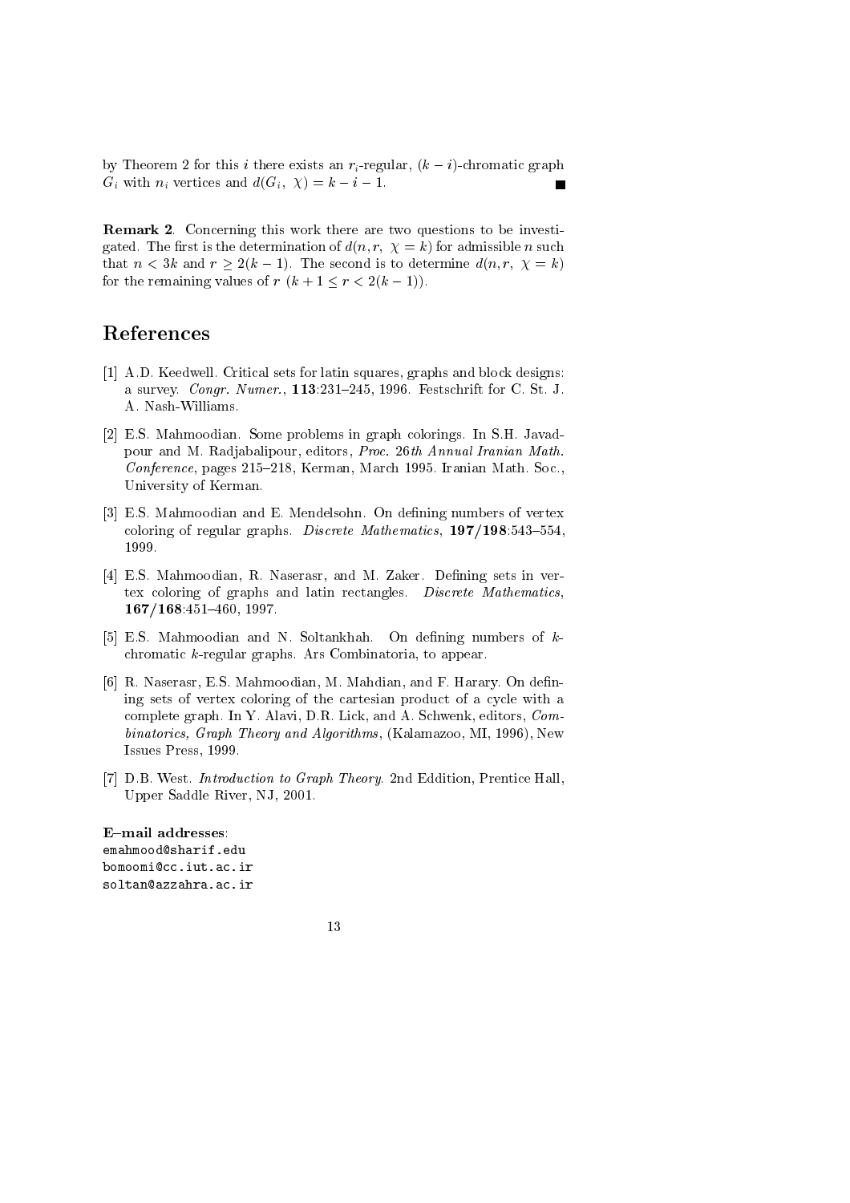by Theorem 2 for this $i$ there exists an $r_i$-regular, $(k-i)$-chromatic graph $G_i$ with $n_i$ vertices and $d(G_i,\ \chi) = k - i - 1$. ∎

**Remark 2**. Concerning this work there are two questions to be investigated. The first is the determination of $d(n, r,\ \chi = k)$ for admissible $n$ such that $n < 3k$ and $r \geq 2(k-1)$. The second is to determine $d(n, r,\ \chi = k)$ for the remaining values of $r$ $(k + 1 \leq r < 2(k-1))$.

## References

[1] A.D. Keedwell. Critical sets for latin squares, graphs and block designs: a survey. *Congr. Numer.*, **113**:231–245, 1996. Festschrift for C. St. J. A. Nash-Williams.

[2] E.S. Mahmoodian. Some problems in graph colorings. In S.H. Javadpour and M. Radjabalipour, editors, *Proc. 26th Annual Iranian Math. Conference*, pages 215–218, Kerman, March 1995. Iranian Math. Soc., University of Kerman.

[3] E.S. Mahmoodian and E. Mendelsohn. On defining numbers of vertex coloring of regular graphs. *Discrete Mathematics*, **197/198**:543–554, 1999.

[4] E.S. Mahmoodian, R. Naserasr, and M. Zaker. Defining sets in vertex coloring of graphs and latin rectangles. *Discrete Mathematics*, **167/168**:451–460, 1997.

[5] E.S. Mahmoodian and N. Soltankhah. On defining numbers of $k$-chromatic $k$-regular graphs. Ars Combinatoria, to appear.

[6] R. Naserasr, E.S. Mahmoodian, M. Mahdian, and F. Harary. On defining sets of vertex coloring of the cartesian product of a cycle with a complete graph. In Y. Alavi, D.R. Lick, and A. Schwenk, editors, *Combinatorics, Graph Theory and Algorithms*, (Kalamazoo, MI, 1996), New Issues Press, 1999.

[7] D.B. West. *Introduction to Graph Theory*. 2nd Eddition, Prentice Hall, Upper Saddle River, NJ, 2001.

**E–mail addresses**:
emahmood@sharif.edu
bomoomi@cc.iut.ac.ir
soltan@azzahra.ac.ir